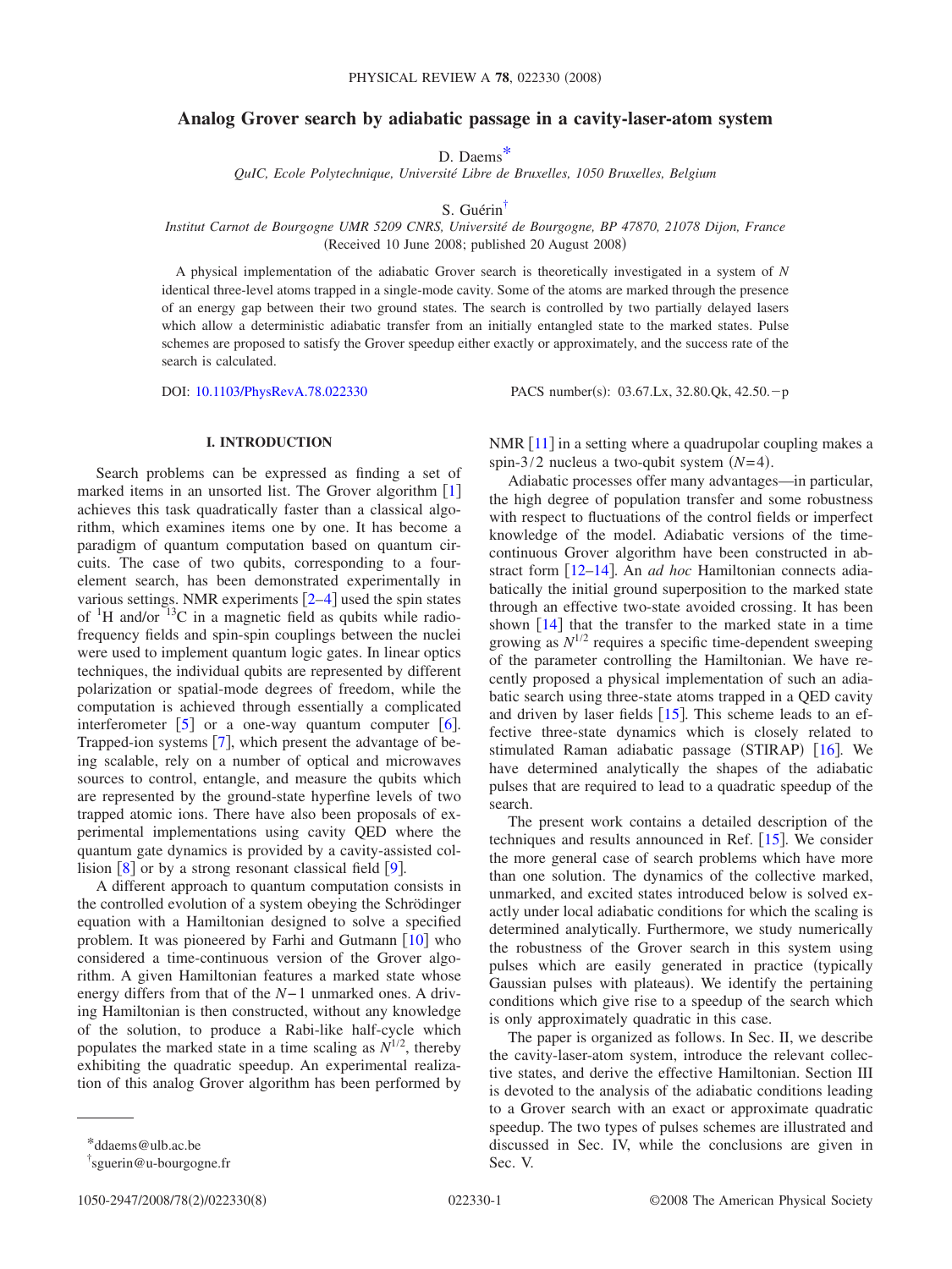# Analog Grover search by adiabatic passage in a cavity-laser-atom system

D. Daems*

*QuIC, Ecole Polytechnique, Université Libre de Bruxelles, 1050 Bruxelles, Belgium*

S. Guérin†

*Institut Carnot de Bourgogne UMR 5209 CNRS, Université de Bourgogne, BP 47870, 21078 Dijon, France*

(Received 10 June 2008; published 20 August 2008)

A physical implementation of the adiabatic Grover search is theoretically investigated in a system of $N$ identical three-level atoms trapped in a single-mode cavity. Some of the atoms are marked through the presence of an energy gap between their two ground states. The search is controlled by two partially delayed lasers which allow a deterministic adiabatic transfer from an initially entangled state to the marked states. Pulse schemes are proposed to satisfy the Grover speedup either exactly or approximately, and the success rate of the search is calculated.

DOI: 10.1103/PhysRevA.78.022330 PACS number(s): 03.67.Lx, 32.80.Qk, 42.50.−p

## I. INTRODUCTION

Search problems can be expressed as finding a set of marked items in an unsorted list. The Grover algorithm [1] achieves this task quadratically faster than a classical algorithm, which examines items one by one. It has become a paradigm of quantum computation based on quantum circuits. The case of two qubits, corresponding to a four-element search, has been demonstrated experimentally in various settings. NMR experiments [2–4] used the spin states of $^1$H and/or $^{13}$C in a magnetic field as qubits while radio-frequency fields and spin-spin couplings between the nuclei were used to implement quantum logic gates. In linear optics techniques, the individual qubits are represented by different polarization or spatial-mode degrees of freedom, while the computation is achieved through essentially a complicated interferometer [5] or a one-way quantum computer [6]. Trapped-ion systems [7], which present the advantage of being scalable, rely on a number of optical and microwaves sources to control, entangle, and measure the qubits which are represented by the ground-state hyperfine levels of two trapped atomic ions. There have also been proposals of experimental implementations using cavity QED where the quantum gate dynamics is provided by a cavity-assisted collision [8] or by a strong resonant classical field [9].

A different approach to quantum computation consists in the controlled evolution of a system obeying the Schrödinger equation with a Hamiltonian designed to solve a specified problem. It was pioneered by Farhi and Gutmann [10] who considered a time-continuous version of the Grover algorithm. A given Hamiltonian features a marked state whose energy differs from that of the $N-1$ unmarked ones. A driving Hamiltonian is then constructed, without any knowledge of the solution, to produce a Rabi-like half-cycle which populates the marked state in a time scaling as $N^{1/2}$, thereby exhibiting the quadratic speedup. An experimental realization of this analog Grover algorithm has been performed by NMR [11] in a setting where a quadrupolar coupling makes a spin-3/2 nucleus a two-qubit system ($N=4$).

Adiabatic processes offer many advantages—in particular, the high degree of population transfer and some robustness with respect to fluctuations of the control fields or imperfect knowledge of the model. Adiabatic versions of the time-continuous Grover algorithm have been constructed in abstract form [12–14]. An *ad hoc* Hamiltonian connects adiabatically the initial ground superposition to the marked state through an effective two-state avoided crossing. It has been shown [14] that the transfer to the marked state in a time growing as $N^{1/2}$ requires a specific time-dependent sweeping of the parameter controlling the Hamiltonian. We have recently proposed a physical implementation of such an adiabatic search using three-state atoms trapped in a QED cavity and driven by laser fields [15]. This scheme leads to an effective three-state dynamics which is closely related to stimulated Raman adiabatic passage (STIRAP) [16]. We have determined analytically the shapes of the adiabatic pulses that are required to lead to a quadratic speedup of the search.

The present work contains a detailed description of the techniques and results announced in Ref. [15]. We consider the more general case of search problems which have more than one solution. The dynamics of the collective marked, unmarked, and excited states introduced below is solved exactly under local adiabatic conditions for which the scaling is determined analytically. Furthermore, we study numerically the robustness of the Grover search in this system using pulses which are easily generated in practice (typically Gaussian pulses with plateaus). We identify the pertaining conditions which give rise to a speedup of the search which is only approximately quadratic in this case.

The paper is organized as follows. In Sec. II, we describe the cavity-laser-atom system, introduce the relevant collective states, and derive the effective Hamiltonian. Section III is devoted to the analysis of the adiabatic conditions leading to a Grover search with an exact or approximate quadratic speedup. The two types of pulses schemes are illustrated and discussed in Sec. IV, while the conclusions are given in Sec. V.

*ddaems@ulb.ac.be

†sguerin@u-bourgogne.fr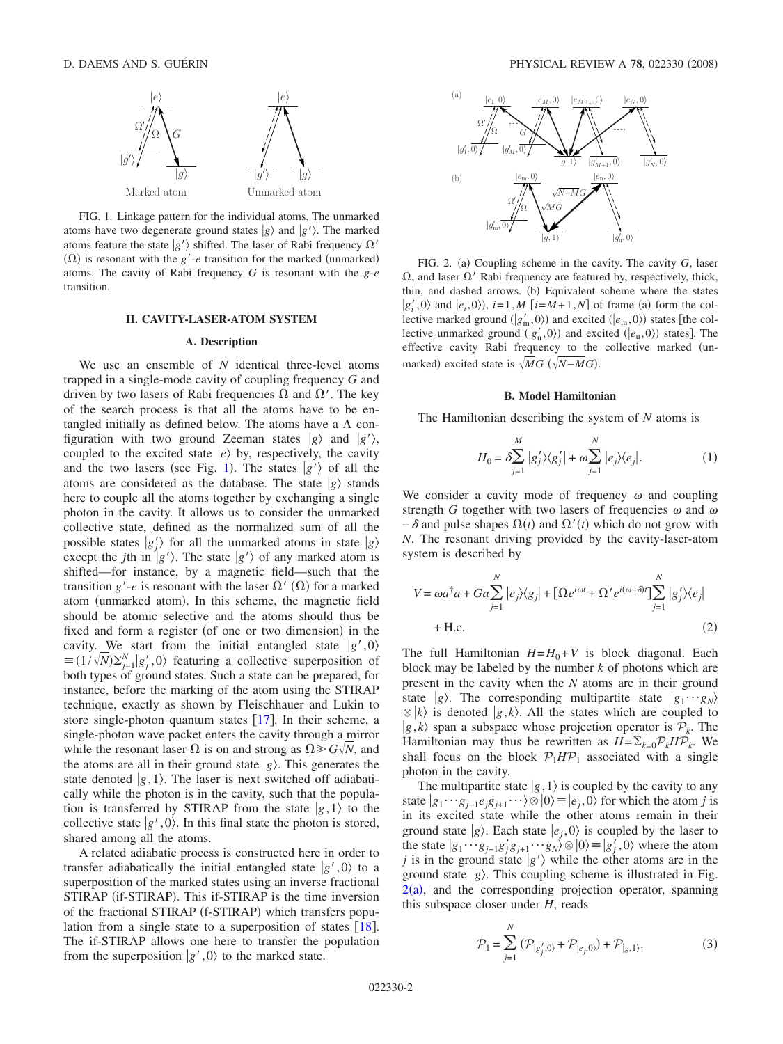FIG. 1. Linkage pattern for the individual atoms. The unmarked atoms have two degenerate ground states $|g\rangle$ and $|g'\rangle$. The marked atoms feature the state $|g'\rangle$ shifted. The laser of Rabi frequency $\Omega'$ ($\Omega$) is resonant with the $g'$-$e$ transition for the marked (unmarked) atoms. The cavity of Rabi frequency $G$ is resonant with the $g$-$e$ transition.

## II. CAVITY-LASER-ATOM SYSTEM

### A. Description

We use an ensemble of $N$ identical three-level atoms trapped in a single-mode cavity of coupling frequency $G$ and driven by two lasers of Rabi frequencies $\Omega$ and $\Omega'$. The key of the search process is that all the atoms have to be entangled initially as defined below. The atoms have a $\Lambda$ configuration with two ground Zeeman states $|g\rangle$ and $|g'\rangle$, coupled to the excited state $|e\rangle$ by, respectively, the cavity and the two lasers (see Fig. 1). The states $|g'\rangle$ of all the atoms are considered as the database. The state $|g\rangle$ stands here to couple all the atoms together by exchanging a single photon in the cavity. It allows us to consider the unmarked collective state, defined as the normalized sum of all the possible states $|g_j'\rangle$ for all the unmarked atoms in state $|g\rangle$ except the $j$th in $|g'\rangle$. The state $|g'\rangle$ of any marked atom is shifted—for instance, by a magnetic field—such that the transition $g'$-$e$ is resonant with the laser $\Omega'$ ($\Omega$) for a marked atom (unmarked atom). In this scheme, the magnetic field should be atomic selective and the atoms should thus be fixed and form a register (of one or two dimension) in the cavity. We start from the initial entangled state $|g',0\rangle \equiv (1/\sqrt{N})\sum_{j=1}^{N}|g_j',0\rangle$ featuring a collective superposition of both types of ground states. Such a state can be prepared, for instance, before the marking of the atom using the STIRAP technique, exactly as shown by Fleischhauer and Lukin to store single-photon quantum states [17]. In their scheme, a single-photon wave packet enters the cavity through a mirror while the resonant laser $\Omega$ is on and strong as $\Omega \gg G\sqrt{N}$, and the atoms are all in their ground state $g\rangle$. This generates the state denoted $|g,1\rangle$. The laser is next switched off adiabatically while the photon is in the cavity, such that the population is transferred by STIRAP from the state $|g,1\rangle$ to the collective state $|g',0\rangle$. In this final state the photon is stored, shared among all the atoms.

A related adiabatic process is constructed here in order to transfer adiabatically the initial entangled state $|g',0\rangle$ to a superposition of the marked states using an inverse fractional STIRAP (if-STIRAP). This if-STIRAP is the time inversion of the fractional STIRAP (f-STIRAP) which transfers population from a single state to a superposition of states [18]. The if-STIRAP allows one here to transfer the population from the superposition $|g',0\rangle$ to the marked state.

FIG. 2. (a) Coupling scheme in the cavity. The cavity $G$, laser $\Omega$, and laser $\Omega'$ Rabi frequency are featured by, respectively, thick, thin, and dashed arrows. (b) Equivalent scheme where the states $|g_i',0\rangle$ and $|e_i,0\rangle$), $i=1,M$ [$i=M+1,N$] of frame (a) form the collective marked ground ($|g_{\mathrm{m}}',0\rangle$) and excited ($|e_{\mathrm{m}},0\rangle$) states [the collective unmarked ground ($|g_{\mathrm{u}}',0\rangle$) and excited ($|e_{\mathrm{u}},0\rangle$) states]. The effective cavity Rabi frequency to the collective marked (unmarked) excited state is $\sqrt{M}G$ ($\sqrt{N-M}G$).

### B. Model Hamiltonian

The Hamiltonian describing the system of $N$ atoms is

$$H_0 = \delta\sum_{j=1}^{M}|g_j'\rangle\langle g_j'| + \omega\sum_{j=1}^{N}|e_j\rangle\langle e_j|. \tag{1}$$

We consider a cavity mode of frequency $\omega$ and coupling strength $G$ together with two lasers of frequencies $\omega$ and $\omega-\delta$ and pulse shapes $\Omega(t)$ and $\Omega'(t)$ which do not grow with $N$. The resonant driving provided by the cavity-laser-atom system is described by

$$V = \omega a^\dagger a + Ga\sum_{j=1}^{N}|e_j\rangle\langle g_j| + [\Omega e^{i\omega t} + \Omega' e^{i(\omega-\delta)t}]\sum_{j=1}^{N}|g_j'\rangle\langle e_j| + \text{H.c.} \tag{2}$$

The full Hamiltonian $H=H_0+V$ is block diagonal. Each block may be labeled by the number $k$ of photons which are present in the cavity when the $N$ atoms are in their ground state $|g\rangle$. The corresponding multipartite state $|g_1\cdots g_N\rangle \otimes |k\rangle$ is denoted $|g,k\rangle$. All the states which are coupled to $|g,k\rangle$ span a subspace whose projection operator is $\mathcal{P}_k$. The Hamiltonian may thus be rewritten as $H=\sum_{k=0}\mathcal{P}_k H \mathcal{P}_k$. We shall focus on the block $\mathcal{P}_1 H \mathcal{P}_1$ associated with a single photon in the cavity.

The multipartite state $|g,1\rangle$ is coupled by the cavity to any state $|g_1\cdots g_{j-1}e_j g_{j+1}\cdots\rangle \otimes |0\rangle \equiv |e_j,0\rangle$ for which the atom $j$ is in its excited state while the other atoms remain in their ground state $|g\rangle$. Each state $|e_j,0\rangle$ is coupled by the laser to the state $|g_1\cdots g_{j-1}g_j' g_{j+1}\cdots g_N\rangle \otimes |0\rangle \equiv |g_j',0\rangle$ where the atom $j$ is in the ground state $|g'\rangle$ while the other atoms are in the ground state $|g\rangle$. This coupling scheme is illustrated in Fig. 2(a), and the corresponding projection operator, spanning this subspace closer under $H$, reads

$$\mathcal{P}_1 = \sum_{j=1}^{N}(\mathcal{P}_{|g_j',0\rangle} + \mathcal{P}_{|e_j,0\rangle}) + \mathcal{P}_{|g,1\rangle}. \tag{3}$$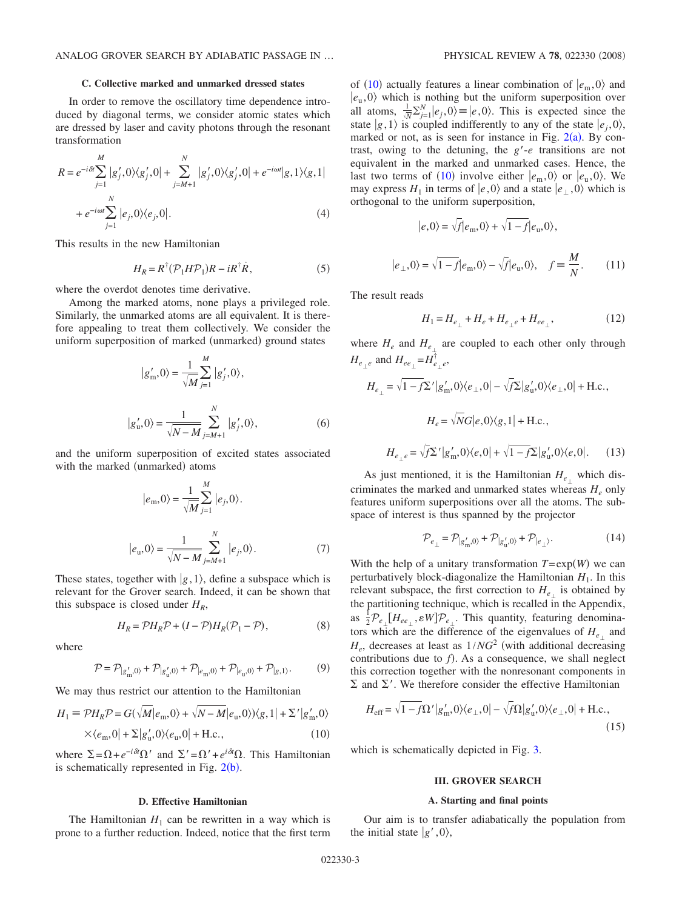### C. Collective marked and unmarked dressed states

In order to remove the oscillatory time dependence introduced by diagonal terms, we consider atomic states which are dressed by laser and cavity photons through the resonant transformation

$$R = e^{-i\delta t}\sum_{j=1}^{M} |g_j',0\rangle\langle g_j',0| + \sum_{j=M+1}^{N} |g_j',0\rangle\langle g_j',0| + e^{-i\omega t}|g,1\rangle\langle g,1| + e^{-i\omega t}\sum_{j=1}^{N} |e_j,0\rangle\langle e_j,0|. \tag{4}$$

This results in the new Hamiltonian

$$H_R = R^\dagger(\mathcal{P}_1 H \mathcal{P}_1)R - iR^\dagger \dot{R}, \tag{5}$$

where the overdot denotes time derivative.

Among the marked atoms, none plays a privileged role. Similarly, the unmarked atoms are all equivalent. It is therefore appealing to treat them collectively. We consider the uniform superposition of marked (unmarked) ground states

$$|g_\mathrm{m}',0\rangle = \frac{1}{\sqrt{M}}\sum_{j=1}^{M} |g_j',0\rangle,$$

$$|g_\mathrm{u}',0\rangle = \frac{1}{\sqrt{N-M}}\sum_{j=M+1}^{N} |g_j',0\rangle, \tag{6}$$

and the uniform superposition of excited states associated with the marked (unmarked) atoms

$$|e_\mathrm{m},0\rangle = \frac{1}{\sqrt{M}}\sum_{j=1}^{M} |e_j,0\rangle.$$

$$|e_\mathrm{u},0\rangle = \frac{1}{\sqrt{N-M}}\sum_{j=M+1}^{N} |e_j,0\rangle. \tag{7}$$

These states, together with $|g,1\rangle$, define a subspace which is relevant for the Grover search. Indeed, it can be shown that this subspace is closed under $H_R$,

$$H_R = \mathcal{P}H_R\mathcal{P} + (I-\mathcal{P})H_R(\mathcal{P}_1 - \mathcal{P}), \tag{8}$$

where

$$\mathcal{P} = \mathcal{P}_{|g_\mathrm{m}',0\rangle} + \mathcal{P}_{|g_\mathrm{u}',0\rangle} + \mathcal{P}_{|e_\mathrm{m},0\rangle} + \mathcal{P}_{|e_\mathrm{u},0\rangle} + \mathcal{P}_{|g,1\rangle}. \tag{9}$$

We may thus restrict our attention to the Hamiltonian

$$H_1 \equiv \mathcal{P}H_R\mathcal{P} = G(\sqrt{M}|e_\mathrm{m},0\rangle + \sqrt{N-M}|e_\mathrm{u},0\rangle)\langle g,1| + \Sigma'|g_\mathrm{m}',0\rangle\langle e_\mathrm{m},0| + \Sigma|g_\mathrm{u}',0\rangle\langle e_\mathrm{u},0| + \text{H.c.}, \tag{10}$$

where $\Sigma = \Omega + e^{-i\delta t}\Omega'$ and $\Sigma' = \Omega' + e^{i\delta t}\Omega$. This Hamiltonian is schematically represented in Fig. 2(b).

### D. Effective Hamiltonian

The Hamiltonian $H_1$ can be rewritten in a way which is prone to a further reduction. Indeed, notice that the first term of (10) actually features a linear combination of $|e_\mathrm{m},0\rangle$ and $|e_\mathrm{u},0\rangle$ which is nothing but the uniform superposition over all atoms, $\frac{1}{\sqrt{N}}\sum_{j=1}^{N}|e_j,0\rangle \equiv |e,0\rangle$. This is expected since the state $|g,1\rangle$ is coupled indifferently to any of the state $|e_j,0\rangle$, marked or not, as is seen for instance in Fig. 2(a). By contrast, owing to the detuning, the $g'$-$e$ transitions are not equivalent in the marked and unmarked cases. Hence, the last two terms of (10) involve either $|e_\mathrm{m},0\rangle$ or $|e_\mathrm{u},0\rangle$. We may express $H_1$ in terms of $|e,0\rangle$ and a state $|e_\perp,0\rangle$ which is orthogonal to the uniform superposition,

$$|e,0\rangle = \sqrt{f}|e_\mathrm{m},0\rangle + \sqrt{1-f}|e_\mathrm{u},0\rangle,$$

$$|e_\perp,0\rangle = \sqrt{1-f}|e_\mathrm{m},0\rangle - \sqrt{f}|e_\mathrm{u},0\rangle, \quad f \equiv \frac{M}{N}. \tag{11}$$

The result reads

$$H_1 = H_{e_\perp} + H_e + H_{e_\perp e} + H_{ee_\perp}, \tag{12}$$

where $H_e$ and $H_{e_\perp}$ are coupled to each other only through $H_{e_\perp e}$ and $H_{ee_\perp} = H_{e_\perp e}^\dagger$,

$$H_{e_\perp} = \sqrt{1-f}\Sigma'|g_\mathrm{m}',0\rangle\langle e_\perp,0| - \sqrt{f}\Sigma|g_\mathrm{u}',0\rangle\langle e_\perp,0| + \text{H.c.},$$

$$H_e = \sqrt{N}G|e,0\rangle\langle g,1| + \text{H.c.},$$

$$H_{e_\perp e} = \sqrt{f}\Sigma'|g_\mathrm{m}',0\rangle\langle e,0| + \sqrt{1-f}\Sigma|g_\mathrm{u}',0\rangle\langle e,0|. \tag{13}$$

As just mentioned, it is the Hamiltonian $H_{e_\perp}$ which discriminates the marked and unmarked states whereas $H_e$ only features uniform superpositions over all the atoms. The subspace of interest is thus spanned by the projector

$$\mathcal{P}_{e_\perp} = \mathcal{P}_{|g_\mathrm{m}',0\rangle} + \mathcal{P}_{|g_\mathrm{u}',0\rangle} + \mathcal{P}_{|e_\perp\rangle}. \tag{14}$$

With the help of a unitary transformation $T = \exp(W)$ we can perturbatively block-diagonalize the Hamiltonian $H_1$. In this relevant subspace, the first correction to $H_{e_\perp}$ is obtained by the partitioning technique, which is recalled in the Appendix, as $\frac{1}{2}\mathcal{P}_{e_\perp}[H_{ee_\perp}, \varepsilon W]\mathcal{P}_{e_\perp}$. This quantity, featuring denominators which are the difference of the eigenvalues of $H_{e_\perp}$ and $H_e$, decreases at least as $1/NG^2$ (with additional decreasing contributions due to $f$). As a consequence, we shall neglect this correction together with the nonresonant components in $\Sigma$ and $\Sigma'$. We therefore consider the effective Hamiltonian

$$H_\mathrm{eff} = \sqrt{1-f}\Omega'|g_\mathrm{m}',0\rangle\langle e_\perp,0| - \sqrt{f}\Omega|g_\mathrm{u}',0\rangle\langle e_\perp,0| + \text{H.c.}, \tag{15}$$

which is schematically depicted in Fig. 3.

## III. GROVER SEARCH

### A. Starting and final points

Our aim is to transfer adiabatically the population from the initial state $|g',0\rangle$,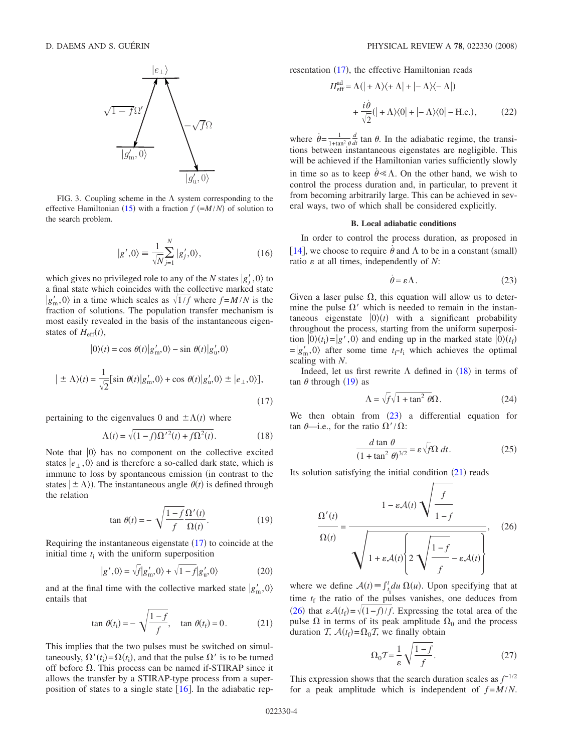FIG. 3. Coupling scheme in the $\Lambda$ system corresponding to the effective Hamiltonian (15) with a fraction $f$ $(=M/N)$ of solution to the search problem.

$$|g',0\rangle \equiv \frac{1}{\sqrt{N}}\sum_{j=1}^{N}|g_j',0\rangle, \qquad (16)$$

which gives no privileged role to any of the $N$ states $|g_j',0\rangle$ to a final state which coincides with the collective marked state $|g_{\rm m}',0\rangle$ in a time which scales as $\sqrt{1/f}$ where $f=M/N$ is the fraction of solutions. The population transfer mechanism is most easily revealed in the basis of the instantaneous eigenstates of $H_{\rm eff}(t)$,

$$|0\rangle(t) = \cos\theta(t)|g_{\rm m}',0\rangle - \sin\theta(t)|g_{\rm u}',0\rangle$$

$$|\pm\Lambda\rangle(t) = \frac{1}{\sqrt{2}}[\sin\theta(t)|g_{\rm m}',0\rangle + \cos\theta(t)|g_{\rm u}',0\rangle \pm |e_\perp,0\rangle], \qquad (17)$$

pertaining to the eigenvalues 0 and $\pm\Lambda(t)$ where

$$\Lambda(t) = \sqrt{(1-f)\Omega'^2(t) + f\Omega^2(t)}. \qquad (18)$$

Note that $|0\rangle$ has no component on the collective excited states $|e_\perp,0\rangle$ and is therefore a so-called dark state, which is immune to loss by spontaneous emission (in contrast to the states $|\pm\Lambda\rangle$). The instantaneous angle $\theta(t)$ is defined through the relation

$$\tan\theta(t) = -\sqrt{\frac{1-f}{f}}\frac{\Omega'(t)}{\Omega(t)}. \qquad (19)$$

Requiring the instantaneous eigenstate (17) to coincide at the initial time $t_{\rm i}$ with the uniform superposition

$$|g',0\rangle = \sqrt{f}|g_{\rm m}',0\rangle + \sqrt{1-f}|g_{\rm u}',0\rangle \qquad (20)$$

and at the final time with the collective marked state $|g_{\rm m}',0\rangle$ entails that

$$\tan\theta(t_{\rm i}) = -\sqrt{\frac{1-f}{f}}, \quad \tan\theta(t_{\rm f}) = 0. \qquad (21)$$

This implies that the two pulses must be switched on simultaneously, $\Omega'(t_{\rm i})=\Omega(t_{\rm i})$, and that the pulse $\Omega'$ is to be turned off before $\Omega$. This process can be named if-STIRAP since it allows the transfer by a STIRAP-type process from a superposition of states to a single state [16]. In the adiabatic representation (17), the effective Hamiltonian reads

$$H_{\rm eff}^{\rm ad} = \Lambda(|+\Lambda\rangle\langle+\Lambda| + |-\Lambda\rangle\langle-\Lambda|) + \frac{i\dot\theta}{\sqrt{2}}(|+\Lambda\rangle\langle 0| + |-\Lambda\rangle\langle 0| - \text{H.c.}), \qquad (22)$$

where $\dot\theta = \frac{1}{1+\tan^2\theta}\frac{d}{dt}\tan\theta$. In the adiabatic regime, the transitions between instantaneous eigenstates are negligible. This will be achieved if the Hamiltonian varies sufficiently slowly in time so as to keep $\dot\theta \ll \Lambda$. On the other hand, we wish to control the process duration and, in particular, to prevent it from becoming arbitrarily large. This can be achieved in several ways, two of which shall be considered explicitly.

### B. Local adiabatic conditions

In order to control the process duration, as proposed in [14], we choose to require $\dot\theta$ and $\Lambda$ to be in a constant (small) ratio $\varepsilon$ at all times, independently of $N$:

$$\dot\theta = \varepsilon\Lambda. \qquad (23)$$

Given a laser pulse $\Omega$, this equation will allow us to determine the pulse $\Omega'$ which is needed to remain in the instantaneous eigenstate $|0\rangle(t)$ with a significant probability throughout the process, starting from the uniform superposition $|0\rangle(t_{\rm i})=|g',0\rangle$ and ending up in the marked state $|0\rangle(t_{\rm f}) = |g_{\rm m}',0\rangle$ after some time $t_{\rm f}$-$t_{\rm i}$ which achieves the optimal scaling with $N$.

Indeed, let us first rewrite $\Lambda$ defined in (18) in terms of $\tan\theta$ through (19) as

$$\Lambda = \sqrt{f}\sqrt{1+\tan^2\theta}\,\Omega. \qquad (24)$$

We then obtain from (23) a differential equation for $\tan\theta$—i.e., for the ratio $\Omega'/\Omega$:

$$\frac{d\tan\theta}{(1+\tan^2\theta)^{3/2}} = \varepsilon\sqrt{f}\Omega\, dt. \qquad (25)$$

Its solution satisfying the initial condition (21) reads

$$\frac{\Omega'(t)}{\Omega(t)} = \frac{1-\varepsilon\mathcal{A}(t)\sqrt{\dfrac{f}{1-f}}}{\sqrt{1+\varepsilon\mathcal{A}(t)\left\{2\sqrt{\dfrac{1-f}{f}}-\varepsilon\mathcal{A}(t)\right\}}}, \qquad (26)$$

where we define $\mathcal{A}(t)\equiv\int_{t_{\rm i}}^{t}du\,\Omega(u)$. Upon specifying that at time $t_{\rm f}$ the ratio of the pulses vanishes, one deduces from (26) that $\varepsilon\mathcal{A}(t_{\rm f})=\sqrt{(1-f)/f}$. Expressing the total area of the pulse $\Omega$ in terms of its peak amplitude $\Omega_0$ and the process duration $\mathcal{T}$, $\mathcal{A}(t_{\rm f})=\Omega_0\mathcal{T}$, we finally obtain

$$\Omega_0\mathcal{T} = \frac{1}{\varepsilon}\sqrt{\frac{1-f}{f}}. \qquad (27)$$

This expression shows that the search duration scales as $f^{-1/2}$ for a peak amplitude which is independent of $f=M/N$.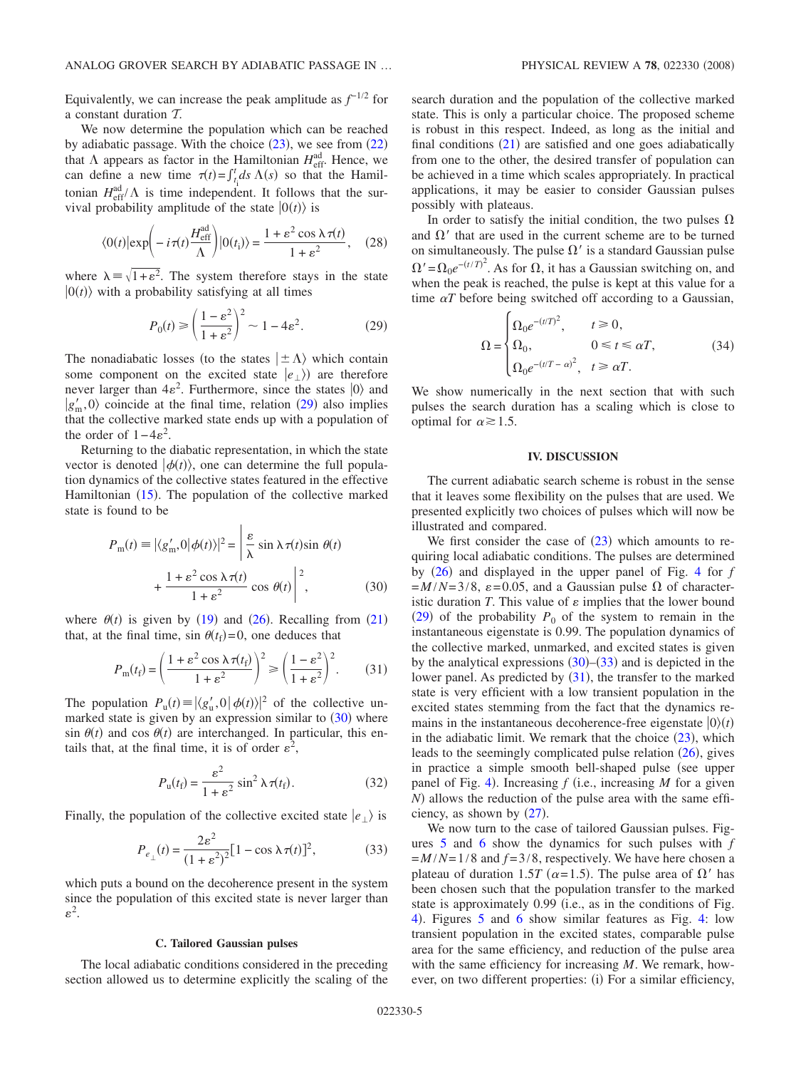Equivalently, we can increase the peak amplitude as $f^{-1/2}$ for a constant duration $T$.

We now determine the population which can be reached by adiabatic passage. With the choice (23), we see from (22) that $\Lambda$ appears as factor in the Hamiltonian $H_{\rm eff}^{\rm ad}$. Hence, we can define a new time $\tau(t)=\int_{t_i}^{t} ds\, \Lambda(s)$ so that the Hamiltonian $H_{\rm eff}^{\rm ad}/\Lambda$ is time independent. It follows that the survival probability amplitude of the state $|0(t)\rangle$ is

$$\langle 0(t)|\exp\left(-i\tau(t)\frac{H_{\rm eff}^{\rm ad}}{\Lambda}\right)|0(t_{\rm i})\rangle = \frac{1+\varepsilon^2\cos\lambda\tau(t)}{1+\varepsilon^2}, \quad (28)$$

where $\lambda\equiv\sqrt{1+\varepsilon^2}$. The system therefore stays in the state $|0(t)\rangle$ with a probability satisfying at all times

$$P_0(t) \geqslant \left(\frac{1-\varepsilon^2}{1+\varepsilon^2}\right)^2 \sim 1-4\varepsilon^2. \quad (29)$$

The nonadiabatic losses (to the states $|\pm\Lambda\rangle$ which contain some component on the excited state $|e_\perp\rangle$) are therefore never larger than $4\varepsilon^2$. Furthermore, since the states $|0\rangle$ and $|g_{\rm m}',0\rangle$ coincide at the final time, relation (29) also implies that the collective marked state ends up with a population of the order of $1-4\varepsilon^2$.

Returning to the diabatic representation, in which the state vector is denoted $|\phi(t)\rangle$, one can determine the full population dynamics of the collective states featured in the effective Hamiltonian (15). The population of the collective marked state is found to be

$$P_{\rm m}(t) \equiv |\langle g_{\rm m}',0|\phi(t)\rangle|^2 = \left|\frac{\varepsilon}{\lambda}\sin\lambda\tau(t)\sin\theta(t) + \frac{1+\varepsilon^2\cos\lambda\tau(t)}{1+\varepsilon^2}\cos\theta(t)\right|^2, \quad (30)$$

where $\theta(t)$ is given by (19) and (26). Recalling from (21) that, at the final time, $\sin\theta(t_{\rm f})=0$, one deduces that

$$P_{\rm m}(t_{\rm f}) = \left(\frac{1+\varepsilon^2\cos\lambda\tau(t_{\rm f})}{1+\varepsilon^2}\right)^2 \geqslant \left(\frac{1-\varepsilon^2}{1+\varepsilon^2}\right)^2. \quad (31)$$

The population $P_{\rm u}(t)\equiv|\langle g_{\rm u}',0|\phi(t)\rangle|^2$ of the collective unmarked state is given by an expression similar to (30) where $\sin\theta(t)$ and $\cos\theta(t)$ are interchanged. In particular, this entails that, at the final time, it is of order $\varepsilon^2$,

$$P_{\rm u}(t_{\rm f}) = \frac{\varepsilon^2}{1+\varepsilon^2}\sin^2\lambda\tau(t_{\rm f}). \quad (32)$$

Finally, the population of the collective excited state $|e_\perp\rangle$ is

$$P_{e_\perp}(t) = \frac{2\varepsilon^2}{(1+\varepsilon^2)^2}[1-\cos\lambda\tau(t)]^2, \quad (33)$$

which puts a bound on the decoherence present in the system since the population of this excited state is never larger than $\varepsilon^2$.

### C. Tailored Gaussian pulses

The local adiabatic conditions considered in the preceding section allowed us to determine explicitly the scaling of the search duration and the population of the collective marked state. This is only a particular choice. The proposed scheme is robust in this respect. Indeed, as long as the initial and final conditions (21) are satisfied and one goes adiabatically from one to the other, the desired transfer of population can be achieved in a time which scales appropriately. In practical applications, it may be easier to consider Gaussian pulses possibly with plateaus.

In order to satisfy the initial condition, the two pulses $\Omega$ and $\Omega'$ that are used in the current scheme are to be turned on simultaneously. The pulse $\Omega'$ is a standard Gaussian pulse $\Omega'=\Omega_0 e^{-(t/T)^2}$. As for $\Omega$, it has a Gaussian switching on, and when the peak is reached, the pulse is kept at this value for a time $\alpha T$ before being switched off according to a Gaussian,

$$\Omega = \begin{cases} \Omega_0 e^{-(t/T)^2}, & t \geqslant 0, \\ \Omega_0, & 0 \leqslant t \leqslant \alpha T, \\ \Omega_0 e^{-(t/T-\alpha)^2}, & t \geqslant \alpha T. \end{cases} \quad (34)$$

We show numerically in the next section that with such pulses the search duration has a scaling which is close to optimal for $\alpha \gtrsim 1.5$.

## IV. DISCUSSION

The current adiabatic search scheme is robust in the sense that it leaves some flexibility on the pulses that are used. We presented explicitly two choices of pulses which will now be illustrated and compared.

We first consider the case of (23) which amounts to requiring local adiabatic conditions. The pulses are determined by (26) and displayed in the upper panel of Fig. 4 for $f=M/N=3/8$, $\varepsilon=0.05$, and a Gaussian pulse $\Omega$ of characteristic duration $T$. This value of $\varepsilon$ implies that the lower bound (29) of the probability $P_0$ of the system to remain in the instantaneous eigenstate is 0.99. The population dynamics of the collective marked, unmarked, and excited states is given by the analytical expressions (30)–(33) and is depicted in the lower panel. As predicted by (31), the transfer to the marked state is very efficient with a low transient population in the excited states stemming from the fact that the dynamics remains in the instantaneous decoherence-free eigenstate $|0\rangle(t)$ in the adiabatic limit. We remark that the choice (23), which leads to the seemingly complicated pulse relation (26), gives in practice a simple smooth bell-shaped pulse (see upper panel of Fig. 4). Increasing $f$ (i.e., increasing $M$ for a given $N$) allows the reduction of the pulse area with the same efficiency, as shown by (27).

We now turn to the case of tailored Gaussian pulses. Figures 5 and 6 show the dynamics for such pulses with $f=M/N=1/8$ and $f=3/8$, respectively. We have here chosen a plateau of duration $1.5T$ ($\alpha=1.5$). The pulse area of $\Omega'$ has been chosen such that the population transfer to the marked state is approximately 0.99 (i.e., as in the conditions of Fig. 4). Figures 5 and 6 show similar features as Fig. 4: low transient population in the excited states, comparable pulse area for the same efficiency, and reduction of the pulse area with the same efficiency for increasing $M$. We remark, however, on two different properties: (i) For a similar efficiency,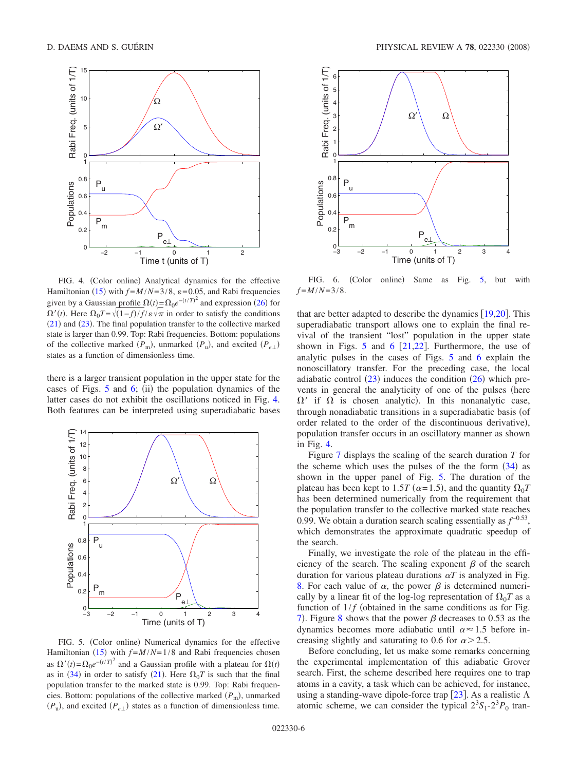FIG. 4. (Color online) Analytical dynamics for the effective Hamiltonian (15) with $f=M/N=3/8$, $\varepsilon=0.05$, and Rabi frequencies given by a Gaussian profile $\Omega(t)=\Omega_0 e^{-(t/T)^2}$ and expression (26) for $\Omega'(t)$. Here $\Omega_0 T=\sqrt{(1-f)/f}/\varepsilon\sqrt{\pi}$ in order to satisfy the conditions (21) and (23). The final population transfer to the collective marked state is larger than 0.99. Top: Rabi frequencies. Bottom: populations of the collective marked ($P_m$), unmarked ($P_u$), and excited ($P_{e\perp}$) states as a function of dimensionless time.

FIG. 6. (Color online) Same as Fig. 5, but with $f=M/N=3/8$.

there is a larger transient population in the upper state for the cases of Figs. 5 and 6; (ii) the population dynamics of the latter cases do not exhibit the oscillations noticed in Fig. 4. Both features can be interpreted using superadiabatic bases that are better adapted to describe the dynamics [19,20]. This superadiabatic transport allows one to explain the final revival of the transient "lost" population in the upper state shown in Figs. 5 and 6 [21,22]. Furthermore, the use of analytic pulses in the cases of Figs. 5 and 6 explain the nonoscillatory transfer. For the preceding case, the local adiabatic control (23) induces the condition (26) which prevents in general the analyticity of one of the pulses (here $\Omega'$ if $\Omega$ is chosen analytic). In this nonanalytic case, through nonadiabatic transitions in a superadiabatic basis (of order related to the order of the discontinuous derivative), population transfer occurs in an oscillatory manner as shown in Fig. 4.

FIG. 5. (Color online) Numerical dynamics for the effective Hamiltonian (15) with $f=M/N=1/8$ and Rabi frequencies chosen as $\Omega'(t)=\Omega_0 e^{-(t/T)^2}$ and a Gaussian profile with a plateau for $\Omega(t)$ as in (34) in order to satisfy (21). Here $\Omega_0 T$ is such that the final population transfer to the marked state is 0.99. Top: Rabi frequencies. Bottom: populations of the collective marked ($P_m$), unmarked ($P_u$), and excited ($P_{e\perp}$) states as a function of dimensionless time.

Figure 7 displays the scaling of the search duration $T$ for the scheme which uses the pulses of the the form (34) as shown in the upper panel of Fig. 5. The duration of the plateau has been kept to $1.5T$ ($\alpha=1.5$), and the quantity $\Omega_0 T$ has been determined numerically from the requirement that the population transfer to the collective marked state reaches 0.99. We obtain a duration search scaling essentially as $f^{-0.53}$, which demonstrates the approximate quadratic speedup of the search.

Finally, we investigate the role of the plateau in the efficiency of the search. The scaling exponent $\beta$ of the search duration for various plateau durations $\alpha T$ is analyzed in Fig. 8. For each value of $\alpha$, the power $\beta$ is determined numerically by a linear fit of the log-log representation of $\Omega_0 T$ as a function of $1/f$ (obtained in the same conditions as for Fig. 7). Figure 8 shows that the power $\beta$ decreases to 0.53 as the dynamics becomes more adiabatic until $\alpha\approx 1.5$ before increasing slightly and saturating to 0.6 for $\alpha > 2.5$.

Before concluding, let us make some remarks concerning the experimental implementation of this adiabatic Grover search. First, the scheme described here requires one to trap atoms in a cavity, a task which can be achieved, for instance, using a standing-wave dipole-force trap [23]. As a realistic $\Lambda$ atomic scheme, we can consider the typical $2^3S_1$-$2^3P_0$ tran-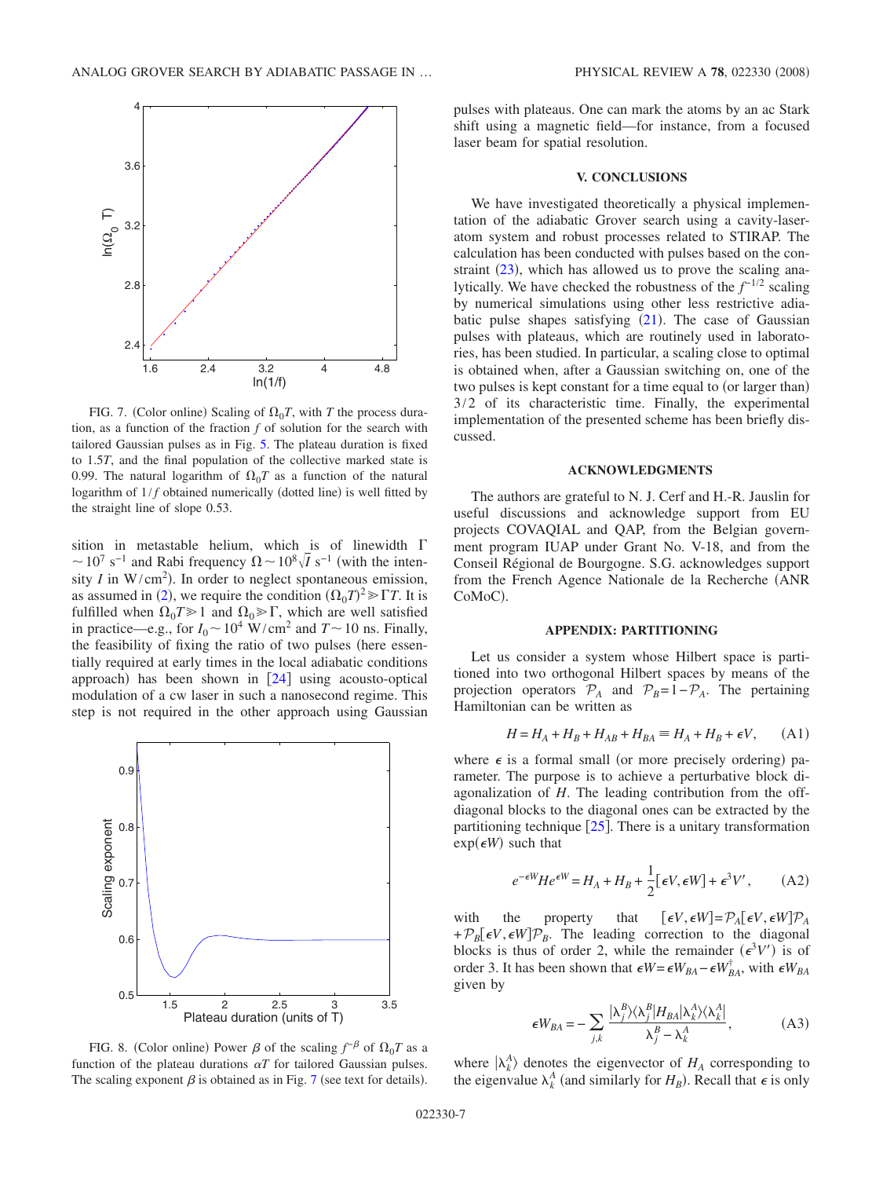FIG. 7. (Color online) Scaling of $\Omega_0 T$, with $T$ the process duration, as a function of the fraction $f$ of solution for the search with tailored Gaussian pulses as in Fig. 5. The plateau duration is fixed to $1.5T$, and the final population of the collective marked state is 0.99. The natural logarithm of $\Omega_0 T$ as a function of the natural logarithm of $1/f$ obtained numerically (dotted line) is well fitted by the straight line of slope 0.53.

sition in metastable helium, which is of linewidth $\Gamma \sim 10^7$ s$^{-1}$ and Rabi frequency $\Omega \sim 10^8 \sqrt{I}$ s$^{-1}$ (with the intensity $I$ in W/cm$^2$). In order to neglect spontaneous emission, as assumed in (2), we require the condition $(\Omega_0 T)^2 \gg \Gamma T$. It is fulfilled when $\Omega_0 T \gg 1$ and $\Omega_0 \gg \Gamma$, which are well satisfied in practice—e.g., for $I_0 \sim 10^4$ W/cm$^2$ and $T \sim 10$ ns. Finally, the feasibility of fixing the ratio of two pulses (here essentially required at early times in the local adiabatic conditions approach) has been shown in [24] using acousto-optical modulation of a cw laser in such a nanosecond regime. This step is not required in the other approach using Gaussian pulses with plateaus. One can mark the atoms by an ac Stark shift using a magnetic field—for instance, from a focused laser beam for spatial resolution.

FIG. 8. (Color online) Power $\beta$ of the scaling $f^{-\beta}$ of $\Omega_0 T$ as a function of the plateau durations $\alpha T$ for tailored Gaussian pulses. The scaling exponent $\beta$ is obtained as in Fig. 7 (see text for details).

## V. CONCLUSIONS

We have investigated theoretically a physical implementation of the adiabatic Grover search using a cavity-laser-atom system and robust processes related to STIRAP. The calculation has been conducted with pulses based on the constraint (23), which has allowed us to prove the scaling analytically. We have checked the robustness of the $f^{-1/2}$ scaling by numerical simulations using other less restrictive adiabatic pulse shapes satisfying (21). The case of Gaussian pulses with plateaus, which are routinely used in laboratories, has been studied. In particular, a scaling close to optimal is obtained when, after a Gaussian switching on, one of the two pulses is kept constant for a time equal to (or larger than) 3/2 of its characteristic time. Finally, the experimental implementation of the presented scheme has been briefly discussed.

## ACKNOWLEDGMENTS

The authors are grateful to N. J. Cerf and H.-R. Jauslin for useful discussions and acknowledge support from EU projects COVAQIAL and QAP, from the Belgian government program IUAP under Grant No. V-18, and from the Conseil Régional de Bourgogne. S.G. acknowledges support from the French Agence Nationale de la Recherche (ANR CoMoC).

## APPENDIX: PARTITIONING

Let us consider a system whose Hilbert space is partitioned into two orthogonal Hilbert spaces by means of the projection operators $\mathcal{P}_A$ and $\mathcal{P}_B = 1 - \mathcal{P}_A$. The pertaining Hamiltonian can be written as

$$H = H_A + H_B + H_{AB} + H_{BA} \equiv H_A + H_B + \epsilon V, \qquad \text{(A1)}$$

where $\epsilon$ is a formal small (or more precisely ordering) parameter. The purpose is to achieve a perturbative block diagonalization of $H$. The leading contribution from the off-diagonal blocks to the diagonal ones can be extracted by the partitioning technique [25]. There is a unitary transformation $\exp(\epsilon W)$ such that

$$e^{-\epsilon W} H e^{\epsilon W} = H_A + H_B + \frac{1}{2}[\epsilon V, \epsilon W] + \epsilon^3 V', \qquad \text{(A2)}$$

with the property that $[\epsilon V, \epsilon W] = \mathcal{P}_A [\epsilon V, \epsilon W] \mathcal{P}_A + \mathcal{P}_B [\epsilon V, \epsilon W] \mathcal{P}_B$. The leading correction to the diagonal blocks is thus of order 2, while the remainder $(\epsilon^3 V')$ is of order 3. It has been shown that $\epsilon W = \epsilon W_{BA} - \epsilon W_{BA}^\dagger$, with $\epsilon W_{BA}$ given by

$$\epsilon W_{BA} = -\sum_{j,k} \frac{|\lambda_j^B\rangle\langle\lambda_j^B| H_{BA} |\lambda_k^A\rangle\langle\lambda_k^A|}{\lambda_j^B - \lambda_k^A}, \qquad \text{(A3)}$$

where $|\lambda_k^A\rangle$ denotes the eigenvector of $H_A$ corresponding to the eigenvalue $\lambda_k^A$ (and similarly for $H_B$). Recall that $\epsilon$ is only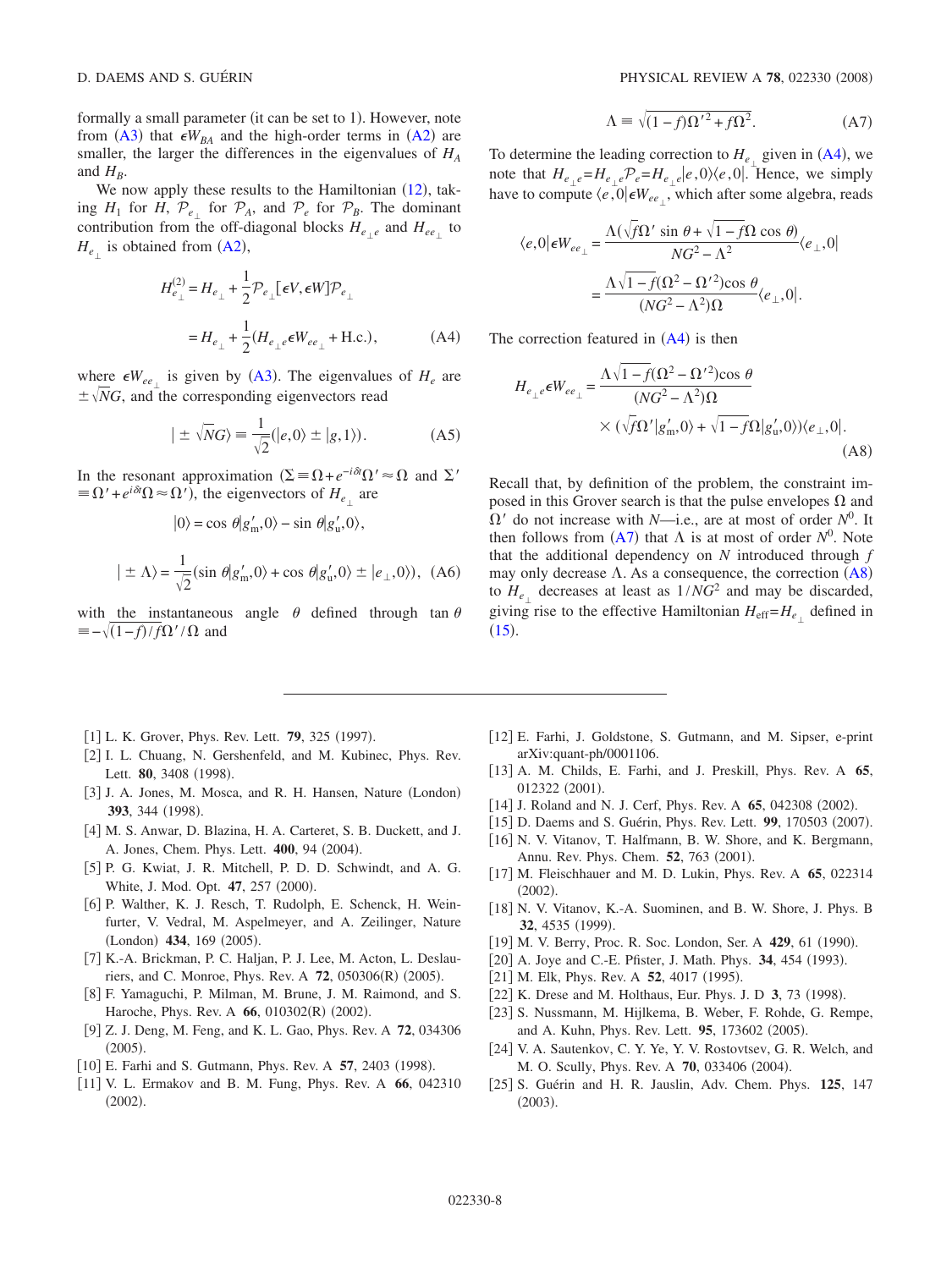formally a small parameter (it can be set to 1). However, note from (A3) that $\epsilon W_{BA}$ and the high-order terms in (A2) are smaller, the larger the differences in the eigenvalues of $H_A$ and $H_B$.

We now apply these results to the Hamiltonian (12), taking $H_1$ for $H$, $\mathcal{P}_{e_\perp}$ for $\mathcal{P}_A$, and $\mathcal{P}_e$ for $\mathcal{P}_B$. The dominant contribution from the off-diagonal blocks $H_{e_\perp e}$ and $H_{ee_\perp}$ to $H_{e_\perp}$ is obtained from (A2),

$$
\begin{aligned}
H_{e_\perp}^{(2)} &= H_{e_\perp} + \frac{1}{2}\mathcal{P}_{e_\perp}[\epsilon V, \epsilon W]\mathcal{P}_{e_\perp} \\
&= H_{e_\perp} + \frac{1}{2}(H_{e_\perp e}\epsilon W_{ee_\perp} + \text{H.c.}), \qquad \text{(A4)}
\end{aligned}
$$

where $\epsilon W_{ee_\perp}$ is given by (A3). The eigenvalues of $H_e$ are $\pm\sqrt{N}G$, and the corresponding eigenvectors read

$$
|\pm\sqrt{N}G\rangle \equiv \frac{1}{\sqrt{2}}(|e,0\rangle \pm |g,1\rangle). \qquad \text{(A5)}
$$

In the resonant approximation ($\Sigma \equiv \Omega + e^{-i\delta t}\Omega' \approx \Omega$ and $\Sigma' \equiv \Omega' + e^{i\delta t}\Omega \approx \Omega'$), the eigenvectors of $H_{e_\perp}$ are

$$
|0\rangle = \cos\theta|g_{\rm m}',0\rangle - \sin\theta|g_{\rm u}',0\rangle,
$$

$$
|\pm\Lambda\rangle = \frac{1}{\sqrt{2}}(\sin\theta|g_{\rm m}',0\rangle + \cos\theta|g_{\rm u}',0\rangle \pm |e_\perp,0\rangle), \qquad \text{(A6)}
$$

with the instantaneous angle $\theta$ defined through $\tan\theta \equiv -\sqrt{(1-f)/f}\,\Omega'/\Omega$ and

$$
\Lambda \equiv \sqrt{(1-f)\Omega'^2 + f\Omega^2}. \qquad \text{(A7)}
$$

To determine the leading correction to $H_{e_\perp}$ given in (A4), we note that $H_{e_\perp e} = H_{e_\perp e}\mathcal{P}_e = H_{e_\perp e}|e,0\rangle\langle e,0|$. Hence, we simply have to compute $\langle e,0|\epsilon W_{ee_\perp}$, which after some algebra, reads

$$
\begin{aligned}
\langle e,0|\epsilon W_{ee_\perp} &= \frac{\Lambda(\sqrt{f}\Omega'\sin\theta + \sqrt{1-f}\,\Omega\cos\theta)}{NG^2-\Lambda^2}\langle e_\perp,0| \\
&= \frac{\Lambda\sqrt{1-f}(\Omega^2-\Omega'^2)\cos\theta}{(NG^2-\Lambda^2)\Omega}\langle e_\perp,0|.
\end{aligned}
$$

The correction featured in (A4) is then

$$
\begin{aligned}
H_{e_\perp e}\epsilon W_{ee_\perp} = {}& \frac{\Lambda\sqrt{1-f}(\Omega^2-\Omega'^2)\cos\theta}{(NG^2-\Lambda^2)\Omega} \\
&\times(\sqrt{f}\Omega'|g_{\rm m}',0\rangle + \sqrt{1-f}\,\Omega|g_{\rm u}',0\rangle)\langle e_\perp,0|. \qquad \text{(A8)}
\end{aligned}
$$

Recall that, by definition of the problem, the constraint imposed in this Grover search is that the pulse envelopes $\Omega$ and $\Omega'$ do not increase with $N$—i.e., are at most of order $N^0$. It then follows from (A7) that $\Lambda$ is at most of order $N^0$. Note that the additional dependency on $N$ introduced through $f$ may only decrease $\Lambda$. As a consequence, the correction (A8) to $H_{e_\perp}$ decreases at least as $1/NG^2$ and may be discarded, giving rise to the effective Hamiltonian $H_{\rm eff} = H_{e_\perp}$ defined in (15).

---

[1] L. K. Grover, Phys. Rev. Lett. **79**, 325 (1997).

[2] I. L. Chuang, N. Gershenfeld, and M. Kubinec, Phys. Rev. Lett. **80**, 3408 (1998).

[3] J. A. Jones, M. Mosca, and R. H. Hansen, Nature (London) **393**, 344 (1998).

[4] M. S. Anwar, D. Blazina, H. A. Carteret, S. B. Duckett, and J. A. Jones, Chem. Phys. Lett. **400**, 94 (2004).

[5] P. G. Kwiat, J. R. Mitchell, P. D. D. Schwindt, and A. G. White, J. Mod. Opt. **47**, 257 (2000).

[6] P. Walther, K. J. Resch, T. Rudolph, E. Schenck, H. Weinfurter, V. Vedral, M. Aspelmeyer, and A. Zeilinger, Nature (London) **434**, 169 (2005).

[7] K.-A. Brickman, P. C. Haljan, P. J. Lee, M. Acton, L. Deslauriers, and C. Monroe, Phys. Rev. A **72**, 050306(R) (2005).

[8] F. Yamaguchi, P. Milman, M. Brune, J. M. Raimond, and S. Haroche, Phys. Rev. A **66**, 010302(R) (2002).

[9] Z. J. Deng, M. Feng, and K. L. Gao, Phys. Rev. A **72**, 034306 (2005).

[10] E. Farhi and S. Gutmann, Phys. Rev. A **57**, 2403 (1998).

[11] V. L. Ermakov and B. M. Fung, Phys. Rev. A **66**, 042310 (2002).

[12] E. Farhi, J. Goldstone, S. Gutmann, and M. Sipser, e-print arXiv:quant-ph/0001106.

[13] A. M. Childs, E. Farhi, and J. Preskill, Phys. Rev. A **65**, 012322 (2001).

[14] J. Roland and N. J. Cerf, Phys. Rev. A **65**, 042308 (2002).

[15] D. Daems and S. Guérin, Phys. Rev. Lett. **99**, 170503 (2007).

[16] N. V. Vitanov, T. Halfmann, B. W. Shore, and K. Bergmann, Annu. Rev. Phys. Chem. **52**, 763 (2001).

[17] M. Fleischhauer and M. D. Lukin, Phys. Rev. A **65**, 022314 (2002).

[18] N. V. Vitanov, K.-A. Suominen, and B. W. Shore, J. Phys. B **32**, 4535 (1999).

[19] M. V. Berry, Proc. R. Soc. London, Ser. A **429**, 61 (1990).

[20] A. Joye and C.-E. Pfister, J. Math. Phys. **34**, 454 (1993).

[21] M. Elk, Phys. Rev. A **52**, 4017 (1995).

[22] K. Drese and M. Holthaus, Eur. Phys. J. D **3**, 73 (1998).

[23] S. Nussmann, M. Hijlkema, B. Weber, F. Rohde, G. Rempe, and A. Kuhn, Phys. Rev. Lett. **95**, 173602 (2005).

[24] V. A. Sautenkov, C. Y. Ye, Y. V. Rostovtsev, G. R. Welch, and M. O. Scully, Phys. Rev. A **70**, 033406 (2004).

[25] S. Guérin and H. R. Jauslin, Adv. Chem. Phys. **125**, 147 (2003).